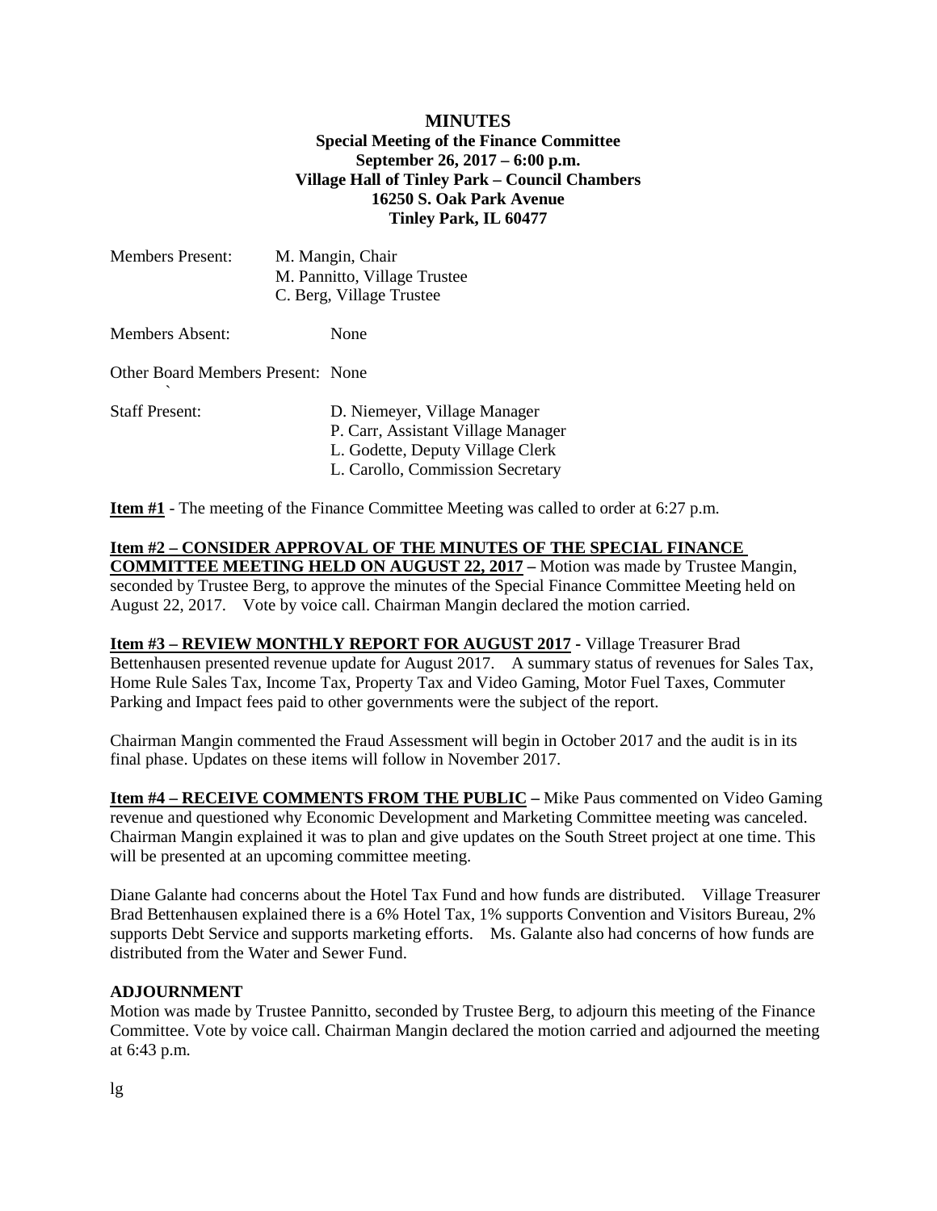# MINUTES

## Special Meeting of the Finance Committee
**September 26, 2017 – 6:00 p.m.**
**Village Hall of Tinley Park – Council Chambers**
**16250 S. Oak Park Avenue**
**Tinley Park, IL 60477**

Members Present: M. Mangin, Chair
M. Pannitto, Village Trustee
C. Berg, Village Trustee

Members Absent: None

Other Board Members Present: None
`
Staff Present: D. Niemeyer, Village Manager
P. Carr, Assistant Village Manager
L. Godette, Deputy Village Clerk
L. Carollo, Commission Secretary

**Item #1** - The meeting of the Finance Committee Meeting was called to order at 6:27 p.m.

**Item #2 – CONSIDER APPROVAL OF THE MINUTES OF THE SPECIAL FINANCE COMMITTEE MEETING HELD ON AUGUST 22, 2017 –** Motion was made by Trustee Mangin, seconded by Trustee Berg, to approve the minutes of the Special Finance Committee Meeting held on August 22, 2017. Vote by voice call. Chairman Mangin declared the motion carried.

**Item #3 – REVIEW MONTHLY REPORT FOR AUGUST 2017 -** Village Treasurer Brad Bettenhausen presented revenue update for August 2017. A summary status of revenues for Sales Tax, Home Rule Sales Tax, Income Tax, Property Tax and Video Gaming, Motor Fuel Taxes, Commuter Parking and Impact fees paid to other governments were the subject of the report.

Chairman Mangin commented the Fraud Assessment will begin in October 2017 and the audit is in its final phase. Updates on these items will follow in November 2017.

**Item #4 – RECEIVE COMMENTS FROM THE PUBLIC –** Mike Paus commented on Video Gaming revenue and questioned why Economic Development and Marketing Committee meeting was canceled. Chairman Mangin explained it was to plan and give updates on the South Street project at one time. This will be presented at an upcoming committee meeting.

Diane Galante had concerns about the Hotel Tax Fund and how funds are distributed. Village Treasurer Brad Bettenhausen explained there is a 6% Hotel Tax, 1% supports Convention and Visitors Bureau, 2% supports Debt Service and supports marketing efforts. Ms. Galante also had concerns of how funds are distributed from the Water and Sewer Fund.

**ADJOURNMENT**

Motion was made by Trustee Pannitto, seconded by Trustee Berg, to adjourn this meeting of the Finance Committee. Vote by voice call. Chairman Mangin declared the motion carried and adjourned the meeting at 6:43 p.m.

lg